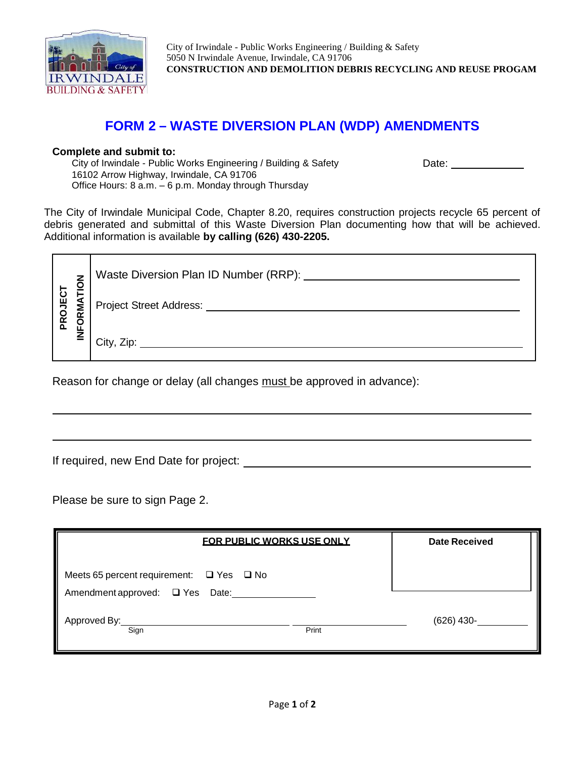City of Irwindale - Public Works Engineering / Building & Safety
5050 N Irwindale Avenue, Irwindale, CA 91706
**CONSTRUCTION AND DEMOLITION DEBRIS RECYCLING AND REUSE PROGAM**

# FORM 2 – WASTE DIVERSION PLAN (WDP) AMENDMENTS

**Complete and submit to:**
City of Irwindale - Public Works Engineering / Building & Safety
16102 Arrow Highway, Irwindale, CA 91706
Office Hours: 8 a.m. – 6 p.m. Monday through Thursday

Date: ____________

The City of Irwindale Municipal Code, Chapter 8.20, requires construction projects recycle 65 percent of debris generated and submittal of this Waste Diversion Plan documenting how that will be achieved. Additional information is available **by calling (626) 430-2205.**

| PROJECT INFORMATION | |
|---|---|
| | Waste Diversion Plan ID Number (RRP): ______________________ |
| | Project Street Address: ______________________ |
| | City, Zip: ______________________ |

Reason for change or delay (all changes must be approved in advance):

______________________________________________________________

______________________________________________________________

If required, new End Date for project: ______________________

Please be sure to sign Page 2.

| **FOR PUBLIC WORKS USE ONLY** | **Date Received** |
|---|---|
| Meets 65 percent requirement: ❑ Yes ❑ No | |
| Amendment approved: ❑ Yes Date: ____________ | |
| Approved By: ______________________ (Sign) ______________________ (Print) | (626) 430-__________ |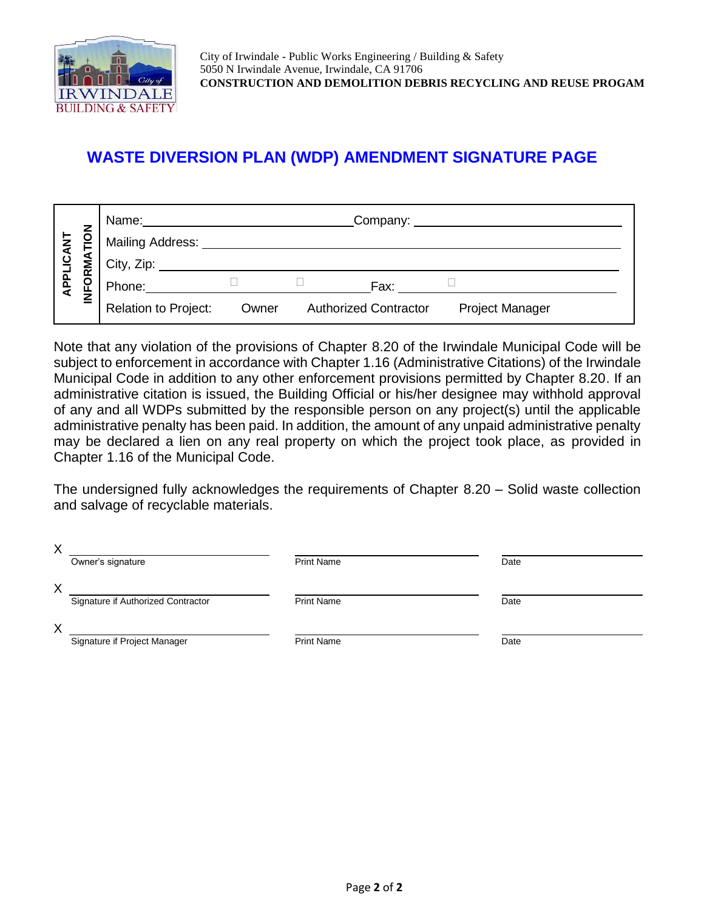City of Irwindale - Public Works Engineering / Building & Safety
5050 N Irwindale Avenue, Irwindale, CA 91706
**CONSTRUCTION AND DEMOLITION DEBRIS RECYCLING AND REUSE PROGAM**

# WASTE DIVERSION PLAN (WDP) AMENDMENT SIGNATURE PAGE

| | |
|---|---|
| **APPLICANT INFORMATION** | Name: \_\_\_\_\_\_\_\_\_\_\_\_\_\_\_\_ Company: \_\_\_\_\_\_\_\_\_\_\_\_\_\_\_\_ |
| | Mailing Address: \_\_\_\_\_\_\_\_\_\_\_\_\_\_\_\_ |
| | City, Zip: \_\_\_\_\_\_\_\_\_\_\_\_\_\_\_\_ |
| | Phone: \_\_\_\_\_\_\_\_\_\_\_\_\_\_\_\_ Fax: \_\_\_\_\_\_\_\_\_\_\_\_\_\_\_\_ |
| | Relation to Project: ☐ Owner ☐ Authorized Contractor ☐ Project Manager |

Note that any violation of the provisions of Chapter 8.20 of the Irwindale Municipal Code will be subject to enforcement in accordance with Chapter 1.16 (Administrative Citations) of the Irwindale Municipal Code in addition to any other enforcement provisions permitted by Chapter 8.20. If an administrative citation is issued, the Building Official or his/her designee may withhold approval of any and all WDPs submitted by the responsible person on any project(s) until the applicable administrative penalty has been paid. In addition, the amount of any unpaid administrative penalty may be declared a lien on any real property on which the project took place, as provided in Chapter 1.16 of the Municipal Code.

The undersigned fully acknowledges the requirements of Chapter 8.20 – Solid waste collection and salvage of recyclable materials.

X \_\_\_\_\_\_\_\_\_\_\_\_\_\_\_\_\_\_\_\_ \_\_\_\_\_\_\_\_\_\_\_\_\_\_\_\_\_\_\_\_ \_\_\_\_\_\_\_\_\_\_\_\_
Owner's signature — Print Name — Date

X \_\_\_\_\_\_\_\_\_\_\_\_\_\_\_\_\_\_\_\_ \_\_\_\_\_\_\_\_\_\_\_\_\_\_\_\_\_\_\_\_ \_\_\_\_\_\_\_\_\_\_\_\_
Signature if Authorized Contractor — Print Name — Date

X \_\_\_\_\_\_\_\_\_\_\_\_\_\_\_\_\_\_\_\_ \_\_\_\_\_\_\_\_\_\_\_\_\_\_\_\_\_\_\_\_ \_\_\_\_\_\_\_\_\_\_\_\_
Signature if Project Manager — Print Name — Date